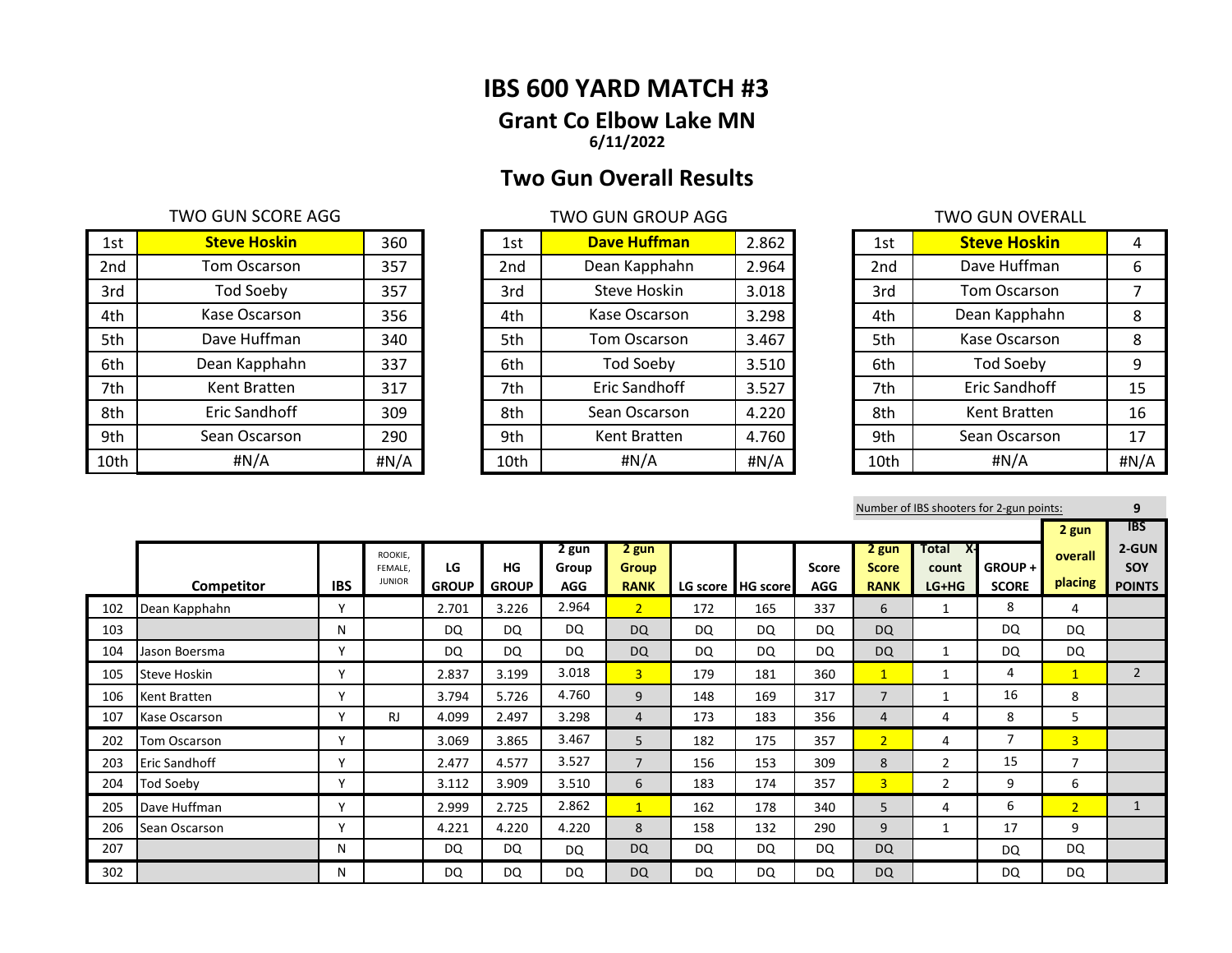# IBS 600 YARD MATCH #3

## Grant Co Elbow Lake MN

**6/11/2022**

## Two Gun Overall Results

TWO GUN SCORE AGG

| | | |
|---|---|---|
| 1st | **Steve Hoskin** | 360 |
| 2nd | Tom Oscarson | 357 |
| 3rd | Tod Soeby | 357 |
| 4th | Kase Oscarson | 356 |
| 5th | Dave Huffman | 340 |
| 6th | Dean Kapphahn | 337 |
| 7th | Kent Bratten | 317 |
| 8th | Eric Sandhoff | 309 |
| 9th | Sean Oscarson | 290 |
| 10th | #N/A | #N/A |

TWO GUN GROUP AGG

| | | |
|---|---|---|
| 1st | **Dave Huffman** | 2.862 |
| 2nd | Dean Kapphahn | 2.964 |
| 3rd | Steve Hoskin | 3.018 |
| 4th | Kase Oscarson | 3.298 |
| 5th | Tom Oscarson | 3.467 |
| 6th | Tod Soeby | 3.510 |
| 7th | Eric Sandhoff | 3.527 |
| 8th | Sean Oscarson | 4.220 |
| 9th | Kent Bratten | 4.760 |
| 10th | #N/A | #N/A |

TWO GUN OVERALL

| | | |
|---|---|---|
| 1st | **Steve Hoskin** | 4 |
| 2nd | Dave Huffman | 6 |
| 3rd | Tom Oscarson | 7 |
| 4th | Dean Kapphahn | 8 |
| 5th | Kase Oscarson | 8 |
| 6th | Tod Soeby | 9 |
| 7th | Eric Sandhoff | 15 |
| 8th | Kent Bratten | 16 |
| 9th | Sean Oscarson | 17 |
| 10th | #N/A | #N/A |

Number of IBS shooters for 2-gun points: 9

| | Competitor | IBS | ROOKIE, FEMALE, JUNIOR | LG GROUP | HG GROUP | 2 gun Group AGG | 2 gun Group RANK | LG score | HG score | Score AGG | 2 gun Score RANK | Total X-count LG+HG | GROUP + SCORE | 2 gun overall placing | IBS 2-GUN SOY POINTS |
|---|---|---|---|---|---|---|---|---|---|---|---|---|---|---|---|
| 102 | Dean Kapphahn | Y | | 2.701 | 3.226 | 2.964 | 2 | 172 | 165 | 337 | 6 | 1 | 8 | 4 | |
| 103 | | N | | DQ | DQ | DQ | DQ | DQ | DQ | DQ | DQ | | DQ | DQ | |
| 104 | Jason Boersma | Y | | DQ | DQ | DQ | DQ | DQ | DQ | DQ | DQ | 1 | DQ | DQ | |
| 105 | Steve Hoskin | Y | | 2.837 | 3.199 | 3.018 | 3 | 179 | 181 | 360 | 1 | 1 | 4 | 1 | 2 |
| 106 | Kent Bratten | Y | | 3.794 | 5.726 | 4.760 | 9 | 148 | 169 | 317 | 7 | 1 | 16 | 8 | |
| 107 | Kase Oscarson | Y | RJ | 4.099 | 2.497 | 3.298 | 4 | 173 | 183 | 356 | 4 | 4 | 8 | 5 | |
| 202 | Tom Oscarson | Y | | 3.069 | 3.865 | 3.467 | 5 | 182 | 175 | 357 | 2 | 4 | 7 | 3 | |
| 203 | Eric Sandhoff | Y | | 2.477 | 4.577 | 3.527 | 7 | 156 | 153 | 309 | 8 | 2 | 15 | 7 | |
| 204 | Tod Soeby | Y | | 3.112 | 3.909 | 3.510 | 6 | 183 | 174 | 357 | 3 | 2 | 9 | 6 | |
| 205 | Dave Huffman | Y | | 2.999 | 2.725 | 2.862 | 1 | 162 | 178 | 340 | 5 | 4 | 6 | 2 | 1 |
| 206 | Sean Oscarson | Y | | 4.221 | 4.220 | 4.220 | 8 | 158 | 132 | 290 | 9 | 1 | 17 | 9 | |
| 207 | | N | | DQ | DQ | DQ | DQ | DQ | DQ | DQ | DQ | | DQ | DQ | |
| 302 | | N | | DQ | DQ | DQ | DQ | DQ | DQ | DQ | DQ | | DQ | DQ | |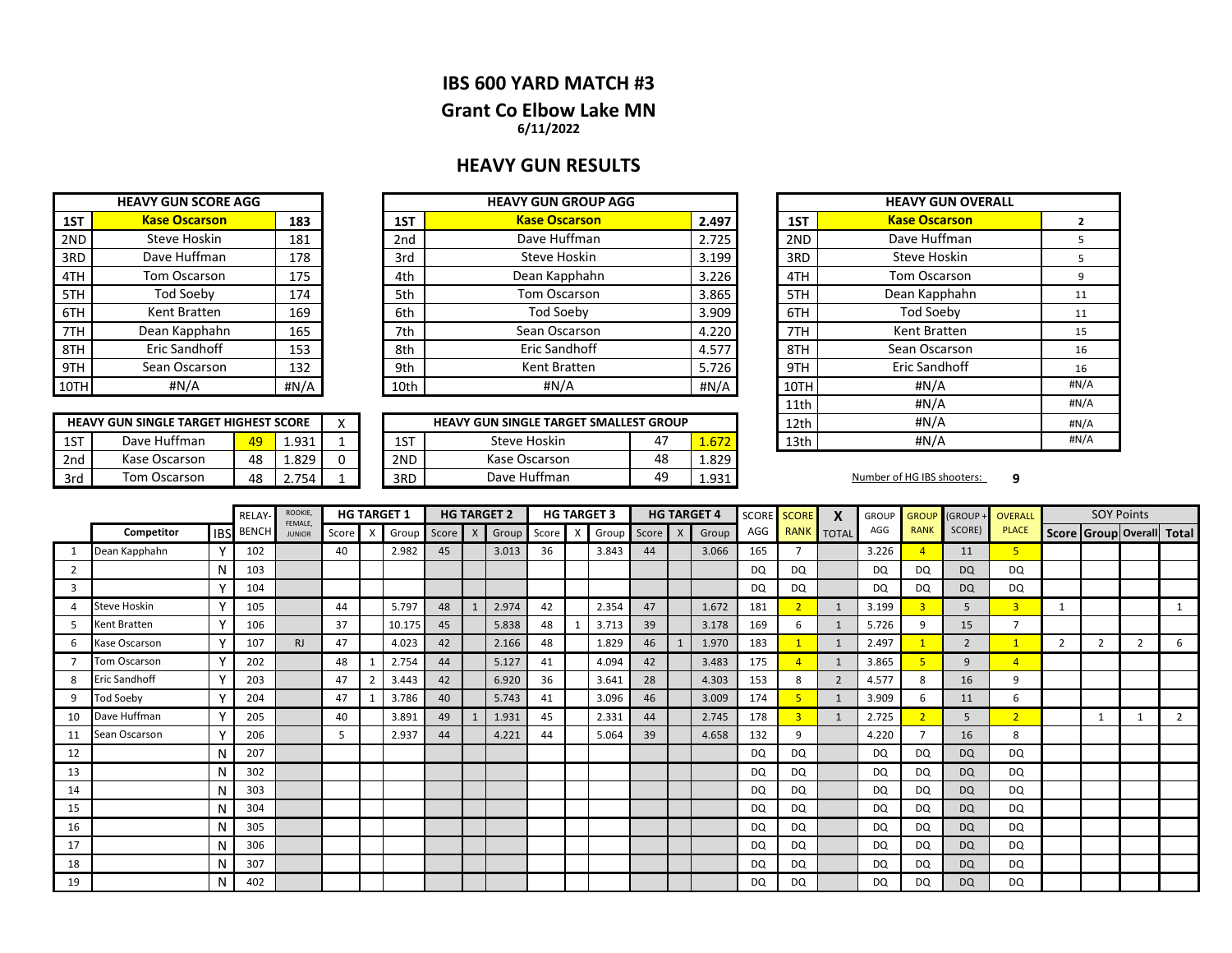# IBS 600 YARD MATCH #3

## Grant Co Elbow Lake MN

**6/11/2022**

## HEAVY GUN RESULTS

| HEAVY GUN SCORE AGG | | |
|---|---|---|
| 1ST | **Kase Oscarson** | **183** |
| 2ND | Steve Hoskin | 181 |
| 3RD | Dave Huffman | 178 |
| 4TH | Tom Oscarson | 175 |
| 5TH | Tod Soeby | 174 |
| 6TH | Kent Bratten | 169 |
| 7TH | Dean Kapphahn | 165 |
| 8TH | Eric Sandhoff | 153 |
| 9TH | Sean Oscarson | 132 |
| 10TH | #N/A | #N/A |

| HEAVY GUN GROUP AGG | | |
|---|---|---|
| 1ST | **Kase Oscarson** | **2.497** |
| 2nd | Dave Huffman | 2.725 |
| 3rd | Steve Hoskin | 3.199 |
| 4th | Dean Kapphahn | 3.226 |
| 5th | Tom Oscarson | 3.865 |
| 6th | Tod Soeby | 3.909 |
| 7th | Sean Oscarson | 4.220 |
| 8th | Eric Sandhoff | 4.577 |
| 9th | Kent Bratten | 5.726 |
| 10th | #N/A | #N/A |

| HEAVY GUN OVERALL | | |
|---|---|---|
| 1ST | **Kase Oscarson** | **2** |
| 2ND | Dave Huffman | 5 |
| 3RD | Steve Hoskin | 5 |
| 4TH | Tom Oscarson | 9 |
| 5TH | Dean Kapphahn | 11 |
| 6TH | Tod Soeby | 11 |
| 7TH | Kent Bratten | 15 |
| 8TH | Sean Oscarson | 16 |
| 9TH | Eric Sandhoff | 16 |
| 10TH | #N/A | #N/A |
| 11th | #N/A | #N/A |
| 12th | #N/A | #N/A |
| 13th | #N/A | #N/A |

| HEAVY GUN SINGLE TARGET HIGHEST SCORE | | | | X |
|---|---|---|---|---|
| 1ST | Dave Huffman | 49 | 1.931 | 1 |
| 2nd | Kase Oscarson | 48 | 1.829 | 0 |
| 3rd | Tom Oscarson | 48 | 2.754 | 1 |

| HEAVY GUN SINGLE TARGET SMALLEST GROUP | | | |
|---|---|---|---|
| 1ST | Steve Hoskin | 47 | 1.672 |
| 2ND | Kase Oscarson | 48 | 1.829 |
| 3RD | Dave Huffman | 49 | 1.931 |

Number of HG IBS shooters: **9**

| | Competitor | IBS | RELAY-BENCH | ROOKIE, FEMALE, JUNIOR | HG TARGET 1 | | | HG TARGET 2 | | | HG TARGET 3 | | | HG TARGET 4 | | | SCORE AGG | SCORE RANK | X TOTAL | GROUP AGG | GROUP RANK | (GROUP + SCORE) | OVERALL PLACE | SOY Points | | | |
|---|---|---|---|---|---|---|---|---|---|---|---|---|---|---|---|---|---|---|---|---|---|---|---|---|---|---|---|
| | | | | | Score | X | Group | Score | X | Group | Score | X | Group | Score | X | Group | | | | | | | | Score | Group | Overall | Total |
| 1 | Dean Kapphahn | Y | 102 | | 40 | | 2.982 | 45 | | 3.013 | 36 | | 3.843 | 44 | | 3.066 | 165 | 7 | | 3.226 | 4 | 11 | 5 | | | | |
| 2 | | N | 103 | | | | | | | | | | | | | | DQ | DQ | | DQ | DQ | DQ | DQ | | | | |
| 3 | | Y | 104 | | | | | | | | | | | | | | DQ | DQ | | DQ | DQ | DQ | DQ | | | | |
| 4 | Steve Hoskin | Y | 105 | | 44 | | 5.797 | 48 | 1 | 2.974 | 42 | | 2.354 | 47 | | 1.672 | 181 | 2 | 1 | 3.199 | 3 | 5 | 3 | 1 | | | 1 |
| 5 | Kent Bratten | Y | 106 | | 37 | | 10.175 | 45 | | 5.838 | 48 | 1 | 3.713 | 39 | | 3.178 | 169 | 6 | 1 | 5.726 | 9 | 15 | 7 | | | | |
| 6 | Kase Oscarson | Y | 107 | RJ | 47 | | 4.023 | 42 | | 2.166 | 48 | | 1.829 | 46 | 1 | 1.970 | 183 | 1 | 1 | 2.497 | 1 | 2 | 1 | 2 | 2 | 2 | 6 |
| 7 | Tom Oscarson | Y | 202 | | 48 | 1 | 2.754 | 44 | | 5.127 | 41 | | 4.094 | 42 | | 3.483 | 175 | 4 | 1 | 3.865 | 5 | 9 | 4 | | | | |
| 8 | Eric Sandhoff | Y | 203 | | 47 | 2 | 3.443 | 42 | | 6.920 | 36 | | 3.641 | 28 | | 4.303 | 153 | 8 | 2 | 4.577 | 8 | 16 | 9 | | | | |
| 9 | Tod Soeby | Y | 204 | | 47 | 1 | 3.786 | 40 | | 5.743 | 41 | | 3.096 | 46 | | 3.009 | 174 | 5 | 1 | 3.909 | 6 | 11 | 6 | | | | |
| 10 | Dave Huffman | Y | 205 | | 40 | | 3.891 | 49 | 1 | 1.931 | 45 | | 2.331 | 44 | | 2.745 | 178 | 3 | 1 | 2.725 | 2 | 5 | 2 | | 1 | 1 | 2 |
| 11 | Sean Oscarson | Y | 206 | | 5 | | 2.937 | 44 | | 4.221 | 44 | | 5.064 | 39 | | 4.658 | 132 | 9 | | 4.220 | 7 | 16 | 8 | | | | |
| 12 | | N | 207 | | | | | | | | | | | | | | DQ | DQ | | DQ | DQ | DQ | DQ | | | | |
| 13 | | N | 302 | | | | | | | | | | | | | | DQ | DQ | | DQ | DQ | DQ | DQ | | | | |
| 14 | | N | 303 | | | | | | | | | | | | | | DQ | DQ | | DQ | DQ | DQ | DQ | | | | |
| 15 | | N | 304 | | | | | | | | | | | | | | DQ | DQ | | DQ | DQ | DQ | DQ | | | | |
| 16 | | N | 305 | | | | | | | | | | | | | | DQ | DQ | | DQ | DQ | DQ | DQ | | | | |
| 17 | | N | 306 | | | | | | | | | | | | | | DQ | DQ | | DQ | DQ | DQ | DQ | | | | |
| 18 | | N | 307 | | | | | | | | | | | | | | DQ | DQ | | DQ | DQ | DQ | DQ | | | | |
| 19 | | N | 402 | | | | | | | | | | | | | | DQ | DQ | | DQ | DQ | DQ | DQ | | | | |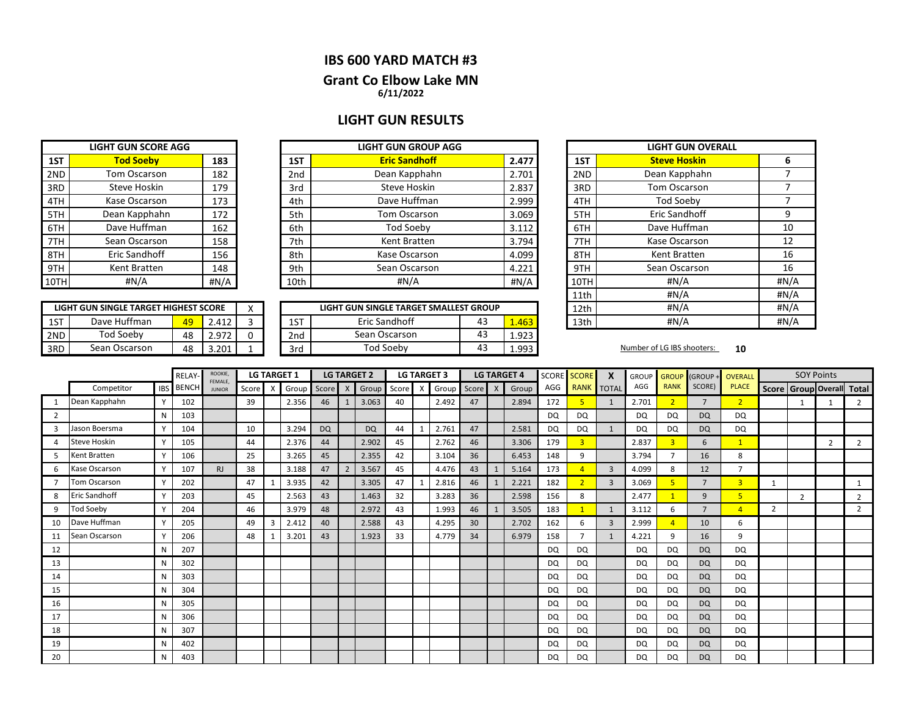# IBS 600 YARD MATCH #3

## Grant Co Elbow Lake MN

**6/11/2022**

## LIGHT GUN RESULTS

| LIGHT GUN SCORE AGG | | |
|---|---|---|
| 1ST | **Tod Soeby** | **183** |
| 2ND | Tom Oscarson | 182 |
| 3RD | Steve Hoskin | 179 |
| 4TH | Kase Oscarson | 173 |
| 5TH | Dean Kapphahn | 172 |
| 6TH | Dave Huffman | 162 |
| 7TH | Sean Oscarson | 158 |
| 8TH | Eric Sandhoff | 156 |
| 9TH | Kent Bratten | 148 |
| 10TH | #N/A | #N/A |

| LIGHT GUN GROUP AGG | | |
|---|---|---|
| 1ST | **Eric Sandhoff** | **2.477** |
| 2nd | Dean Kapphahn | 2.701 |
| 3rd | Steve Hoskin | 2.837 |
| 4th | Dave Huffman | 2.999 |
| 5th | Tom Oscarson | 3.069 |
| 6th | Tod Soeby | 3.112 |
| 7th | Kent Bratten | 3.794 |
| 8th | Kase Oscarson | 4.099 |
| 9th | Sean Oscarson | 4.221 |
| 10th | #N/A | #N/A |

| LIGHT GUN OVERALL | | |
|---|---|---|
| 1ST | **Steve Hoskin** | **6** |
| 2ND | Dean Kapphahn | 7 |
| 3RD | Tom Oscarson | 7 |
| 4TH | Tod Soeby | 7 |
| 5TH | Eric Sandhoff | 9 |
| 6TH | Dave Huffman | 10 |
| 7TH | Kase Oscarson | 12 |
| 8TH | Kent Bratten | 16 |
| 9TH | Sean Oscarson | 16 |
| 10TH | #N/A | #N/A |
| 11th | #N/A | #N/A |
| 12th | #N/A | #N/A |
| 13th | #N/A | #N/A |

| LIGHT GUN SINGLE TARGET HIGHEST SCORE | | | | X |
|---|---|---|---|---|
| 1ST | Dave Huffman | 49 | 2.412 | 3 |
| 2ND | Tod Soeby | 48 | 2.972 | 0 |
| 3RD | Sean Oscarson | 48 | 3.201 | 1 |

| LIGHT GUN SINGLE TARGET SMALLEST GROUP | | | |
|---|---|---|---|
| 1ST | Eric Sandhoff | 43 | 1.463 |
| 2nd | Sean Oscarson | 43 | 1.923 |
| 3rd | Tod Soeby | 43 | 1.993 |

Number of LG IBS shooters: **10**

| | | | RELAY-BENCH | ROOKIE, FEMALE, JUNIOR | LG TARGET 1 | | | LG TARGET 2 | | | LG TARGET 3 | | | LG TARGET 4 | | | SCORE | SCORE | X | GROUP | GROUP | (GROUP + SCORE) | OVERALL | SOY Points | | | |
|---|---|---|---|---|---|---|---|---|---|---|---|---|---|---|---|---|---|---|---|---|---|---|---|---|---|---|---|
| | Competitor | IBS | | | Score | X | Group | Score | X | Group | Score | X | Group | Score | X | Group | AGG | RANK | TOTAL | AGG | RANK | | PLACE | Score | Group | Overall | Total |
| 1 | Dean Kapphahn | Y | 102 | | 39 | | 2.356 | 46 | 1 | 3.063 | 40 | | 2.492 | 47 | | 2.894 | 172 | 5 | 1 | 2.701 | 2 | 7 | 2 | | 1 | 1 | 2 |
| 2 | | N | 103 | | | | | | | | | | | | | | DQ | DQ | | DQ | DQ | DQ | DQ | | | | |
| 3 | Jason Boersma | Y | 104 | | 10 | | 3.294 | DQ | | DQ | 44 | 1 | 2.761 | 47 | | 2.581 | DQ | DQ | 1 | DQ | DQ | DQ | DQ | | | | |
| 4 | Steve Hoskin | Y | 105 | | 44 | | 2.376 | 44 | | 2.902 | 45 | | 2.762 | 46 | | 3.306 | 179 | 3 | | 2.837 | 3 | 6 | 1 | | | 2 | 2 |
| 5 | Kent Bratten | Y | 106 | | 25 | | 3.265 | 45 | | 2.355 | 42 | | 3.104 | 36 | | 6.453 | 148 | 9 | | 3.794 | 7 | 16 | 8 | | | | |
| 6 | Kase Oscarson | Y | 107 | RJ | 38 | | 3.188 | 47 | 2 | 3.567 | 45 | | 4.476 | 43 | 1 | 5.164 | 173 | 4 | 3 | 4.099 | 8 | 12 | 7 | | | | |
| 7 | Tom Oscarson | Y | 202 | | 47 | 1 | 3.935 | 42 | | 3.305 | 47 | 1 | 2.816 | 46 | 1 | 2.221 | 182 | 2 | 3 | 3.069 | 5 | 7 | 3 | 1 | | | 1 |
| 8 | Eric Sandhoff | Y | 203 | | 45 | | 2.563 | 43 | | 1.463 | 32 | | 3.283 | 36 | | 2.598 | 156 | 8 | | 2.477 | 1 | 9 | 5 | | 2 | | 2 |
| 9 | Tod Soeby | Y | 204 | | 46 | | 3.979 | 48 | | 2.972 | 43 | | 1.993 | 46 | 1 | 3.505 | 183 | 1 | 1 | 3.112 | 6 | 7 | 4 | 2 | | | 2 |
| 10 | Dave Huffman | Y | 205 | | 49 | 3 | 2.412 | 40 | | 2.588 | 43 | | 4.295 | 30 | | 2.702 | 162 | 6 | 3 | 2.999 | 4 | 10 | 6 | | | | |
| 11 | Sean Oscarson | Y | 206 | | 48 | 1 | 3.201 | 43 | | 1.923 | 33 | | 4.779 | 34 | | 6.979 | 158 | 7 | 1 | 4.221 | 9 | 16 | 9 | | | | |
| 12 | | N | 207 | | | | | | | | | | | | | | DQ | DQ | | DQ | DQ | DQ | DQ | | | | |
| 13 | | N | 302 | | | | | | | | | | | | | | DQ | DQ | | DQ | DQ | DQ | DQ | | | | |
| 14 | | N | 303 | | | | | | | | | | | | | | DQ | DQ | | DQ | DQ | DQ | DQ | | | | |
| 15 | | N | 304 | | | | | | | | | | | | | | DQ | DQ | | DQ | DQ | DQ | DQ | | | | |
| 16 | | N | 305 | | | | | | | | | | | | | | DQ | DQ | | DQ | DQ | DQ | DQ | | | | |
| 17 | | N | 306 | | | | | | | | | | | | | | DQ | DQ | | DQ | DQ | DQ | DQ | | | | |
| 18 | | N | 307 | | | | | | | | | | | | | | DQ | DQ | | DQ | DQ | DQ | DQ | | | | |
| 19 | | N | 402 | | | | | | | | | | | | | | DQ | DQ | | DQ | DQ | DQ | DQ | | | | |
| 20 | | N | 403 | | | | | | | | | | | | | | DQ | DQ | | DQ | DQ | DQ | DQ | | | | |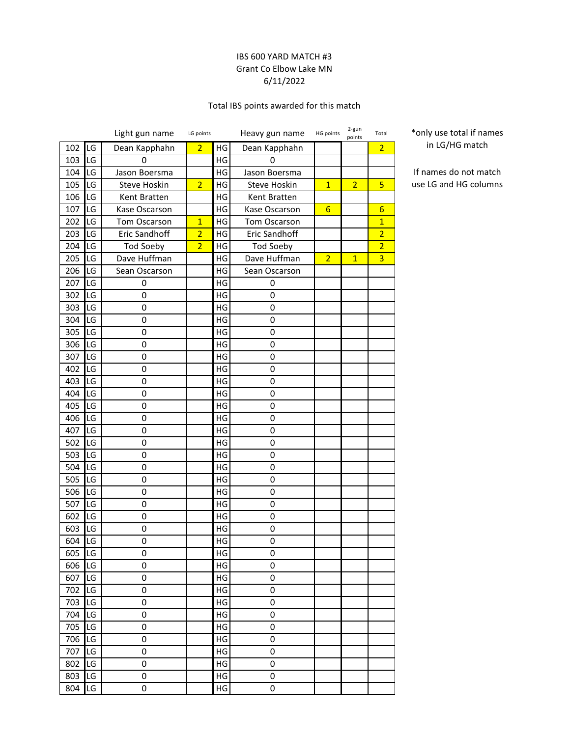IBS 600 YARD MATCH #3

Grant Co Elbow Lake MN

6/11/2022

Total IBS points awarded for this match

| | | Light gun name | LG points | | Heavy gun name | HG points | 2-gun points | Total |
|---|---|---|---|---|---|---|---|---|
| 102 | LG | Dean Kapphahn | 2 | HG | Dean Kapphahn | | | 2 |
| 103 | LG | 0 | | HG | 0 | | | |
| 104 | LG | Jason Boersma | | HG | Jason Boersma | | | |
| 105 | LG | Steve Hoskin | 2 | HG | Steve Hoskin | 1 | 2 | 5 |
| 106 | LG | Kent Bratten | | HG | Kent Bratten | | | |
| 107 | LG | Kase Oscarson | | HG | Kase Oscarson | 6 | | 6 |
| 202 | LG | Tom Oscarson | 1 | HG | Tom Oscarson | | | 1 |
| 203 | LG | Eric Sandhoff | 2 | HG | Eric Sandhoff | | | 2 |
| 204 | LG | Tod Soeby | 2 | HG | Tod Soeby | | | 2 |
| 205 | LG | Dave Huffman | | HG | Dave Huffman | 2 | 1 | 3 |
| 206 | LG | Sean Oscarson | | HG | Sean Oscarson | | | |
| 207 | LG | 0 | | HG | 0 | | | |
| 302 | LG | 0 | | HG | 0 | | | |
| 303 | LG | 0 | | HG | 0 | | | |
| 304 | LG | 0 | | HG | 0 | | | |
| 305 | LG | 0 | | HG | 0 | | | |
| 306 | LG | 0 | | HG | 0 | | | |
| 307 | LG | 0 | | HG | 0 | | | |
| 402 | LG | 0 | | HG | 0 | | | |
| 403 | LG | 0 | | HG | 0 | | | |
| 404 | LG | 0 | | HG | 0 | | | |
| 405 | LG | 0 | | HG | 0 | | | |
| 406 | LG | 0 | | HG | 0 | | | |
| 407 | LG | 0 | | HG | 0 | | | |
| 502 | LG | 0 | | HG | 0 | | | |
| 503 | LG | 0 | | HG | 0 | | | |
| 504 | LG | 0 | | HG | 0 | | | |
| 505 | LG | 0 | | HG | 0 | | | |
| 506 | LG | 0 | | HG | 0 | | | |
| 507 | LG | 0 | | HG | 0 | | | |
| 602 | LG | 0 | | HG | 0 | | | |
| 603 | LG | 0 | | HG | 0 | | | |
| 604 | LG | 0 | | HG | 0 | | | |
| 605 | LG | 0 | | HG | 0 | | | |
| 606 | LG | 0 | | HG | 0 | | | |
| 607 | LG | 0 | | HG | 0 | | | |
| 702 | LG | 0 | | HG | 0 | | | |
| 703 | LG | 0 | | HG | 0 | | | |
| 704 | LG | 0 | | HG | 0 | | | |
| 705 | LG | 0 | | HG | 0 | | | |
| 706 | LG | 0 | | HG | 0 | | | |
| 707 | LG | 0 | | HG | 0 | | | |
| 802 | LG | 0 | | HG | 0 | | | |
| 803 | LG | 0 | | HG | 0 | | | |
| 804 | LG | 0 | | HG | 0 | | | |

*only use total if names in LG/HG match

If names do not match use LG and HG columns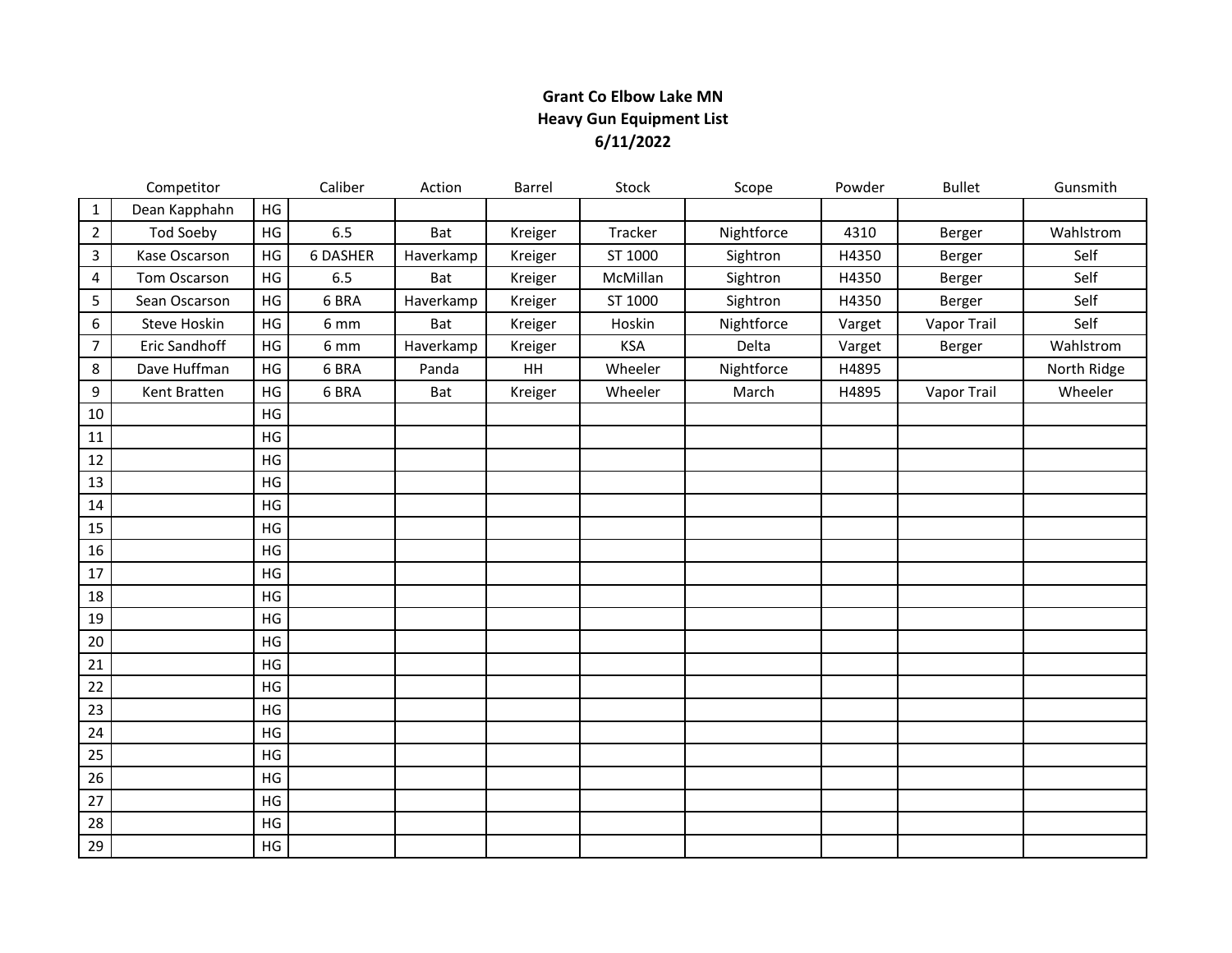**Grant Co Elbow Lake MN**
**Heavy Gun Equipment List**
**6/11/2022**

| | Competitor | | Caliber | Action | Barrel | Stock | Scope | Powder | Bullet | Gunsmith |
|---|---|---|---|---|---|---|---|---|---|---|
| 1 | Dean Kapphahn | HG | | | | | | | | |
| 2 | Tod Soeby | HG | 6.5 | Bat | Kreiger | Tracker | Nightforce | 4310 | Berger | Wahlstrom |
| 3 | Kase Oscarson | HG | 6 DASHER | Haverkamp | Kreiger | ST 1000 | Sightron | H4350 | Berger | Self |
| 4 | Tom Oscarson | HG | 6.5 | Bat | Kreiger | McMillan | Sightron | H4350 | Berger | Self |
| 5 | Sean Oscarson | HG | 6 BRA | Haverkamp | Kreiger | ST 1000 | Sightron | H4350 | Berger | Self |
| 6 | Steve Hoskin | HG | 6 mm | Bat | Kreiger | Hoskin | Nightforce | Varget | Vapor Trail | Self |
| 7 | Eric Sandhoff | HG | 6 mm | Haverkamp | Kreiger | KSA | Delta | Varget | Berger | Wahlstrom |
| 8 | Dave Huffman | HG | 6 BRA | Panda | HH | Wheeler | Nightforce | H4895 | | North Ridge |
| 9 | Kent Bratten | HG | 6 BRA | Bat | Kreiger | Wheeler | March | H4895 | Vapor Trail | Wheeler |
| 10 | | HG | | | | | | | | |
| 11 | | HG | | | | | | | | |
| 12 | | HG | | | | | | | | |
| 13 | | HG | | | | | | | | |
| 14 | | HG | | | | | | | | |
| 15 | | HG | | | | | | | | |
| 16 | | HG | | | | | | | | |
| 17 | | HG | | | | | | | | |
| 18 | | HG | | | | | | | | |
| 19 | | HG | | | | | | | | |
| 20 | | HG | | | | | | | | |
| 21 | | HG | | | | | | | | |
| 22 | | HG | | | | | | | | |
| 23 | | HG | | | | | | | | |
| 24 | | HG | | | | | | | | |
| 25 | | HG | | | | | | | | |
| 26 | | HG | | | | | | | | |
| 27 | | HG | | | | | | | | |
| 28 | | HG | | | | | | | | |
| 29 | | HG | | | | | | | | |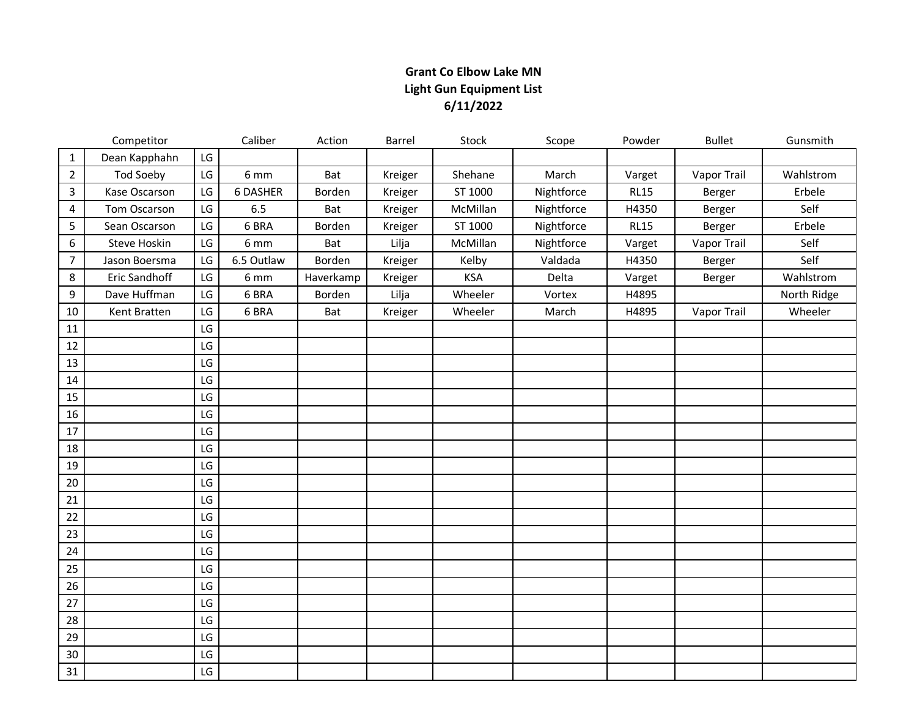**Grant Co Elbow Lake MN**
**Light Gun Equipment List**
**6/11/2022**

| | Competitor | | Caliber | Action | Barrel | Stock | Scope | Powder | Bullet | Gunsmith |
|---|---|---|---|---|---|---|---|---|---|---|
| 1 | Dean Kapphahn | LG | | | | | | | | |
| 2 | Tod Soeby | LG | 6 mm | Bat | Kreiger | Shehane | March | Varget | Vapor Trail | Wahlstrom |
| 3 | Kase Oscarson | LG | 6 DASHER | Borden | Kreiger | ST 1000 | Nightforce | RL15 | Berger | Erbele |
| 4 | Tom Oscarson | LG | 6.5 | Bat | Kreiger | McMillan | Nightforce | H4350 | Berger | Self |
| 5 | Sean Oscarson | LG | 6 BRA | Borden | Kreiger | ST 1000 | Nightforce | RL15 | Berger | Erbele |
| 6 | Steve Hoskin | LG | 6 mm | Bat | Lilja | McMillan | Nightforce | Varget | Vapor Trail | Self |
| 7 | Jason Boersma | LG | 6.5 Outlaw | Borden | Kreiger | Kelby | Valdada | H4350 | Berger | Self |
| 8 | Eric Sandhoff | LG | 6 mm | Haverkamp | Kreiger | KSA | Delta | Varget | Berger | Wahlstrom |
| 9 | Dave Huffman | LG | 6 BRA | Borden | Lilja | Wheeler | Vortex | H4895 | | North Ridge |
| 10 | Kent Bratten | LG | 6 BRA | Bat | Kreiger | Wheeler | March | H4895 | Vapor Trail | Wheeler |
| 11 | | LG | | | | | | | | |
| 12 | | LG | | | | | | | | |
| 13 | | LG | | | | | | | | |
| 14 | | LG | | | | | | | | |
| 15 | | LG | | | | | | | | |
| 16 | | LG | | | | | | | | |
| 17 | | LG | | | | | | | | |
| 18 | | LG | | | | | | | | |
| 19 | | LG | | | | | | | | |
| 20 | | LG | | | | | | | | |
| 21 | | LG | | | | | | | | |
| 22 | | LG | | | | | | | | |
| 23 | | LG | | | | | | | | |
| 24 | | LG | | | | | | | | |
| 25 | | LG | | | | | | | | |
| 26 | | LG | | | | | | | | |
| 27 | | LG | | | | | | | | |
| 28 | | LG | | | | | | | | |
| 29 | | LG | | | | | | | | |
| 30 | | LG | | | | | | | | |
| 31 | | LG | | | | | | | | |